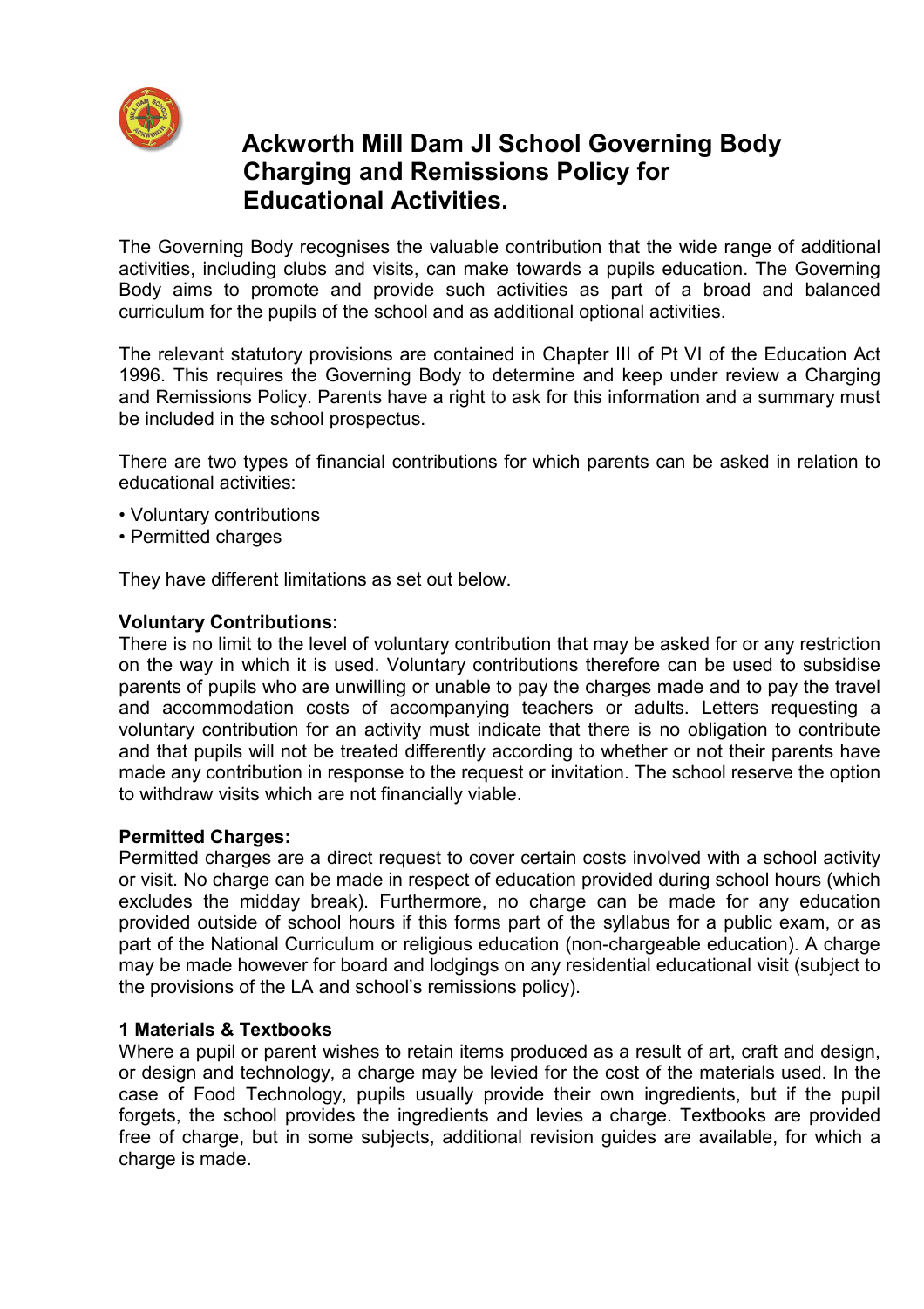# Ackworth Mill Dam JI School Governing Body Charging and Remissions Policy for Educational Activities.

The Governing Body recognises the valuable contribution that the wide range of additional activities, including clubs and visits, can make towards a pupils education. The Governing Body aims to promote and provide such activities as part of a broad and balanced curriculum for the pupils of the school and as additional optional activities.

The relevant statutory provisions are contained in Chapter III of Pt VI of the Education Act 1996. This requires the Governing Body to determine and keep under review a Charging and Remissions Policy. Parents have a right to ask for this information and a summary must be included in the school prospectus.

There are two types of financial contributions for which parents can be asked in relation to educational activities:

- Voluntary contributions
- Permitted charges

They have different limitations as set out below.

**Voluntary Contributions:**
There is no limit to the level of voluntary contribution that may be asked for or any restriction on the way in which it is used. Voluntary contributions therefore can be used to subsidise parents of pupils who are unwilling or unable to pay the charges made and to pay the travel and accommodation costs of accompanying teachers or adults. Letters requesting a voluntary contribution for an activity must indicate that there is no obligation to contribute and that pupils will not be treated differently according to whether or not their parents have made any contribution in response to the request or invitation. The school reserve the option to withdraw visits which are not financially viable.

**Permitted Charges:**
Permitted charges are a direct request to cover certain costs involved with a school activity or visit. No charge can be made in respect of education provided during school hours (which excludes the midday break). Furthermore, no charge can be made for any education provided outside of school hours if this forms part of the syllabus for a public exam, or as part of the National Curriculum or religious education (non-chargeable education). A charge may be made however for board and lodgings on any residential educational visit (subject to the provisions of the LA and school's remissions policy).

**1 Materials & Textbooks**
Where a pupil or parent wishes to retain items produced as a result of art, craft and design, or design and technology, a charge may be levied for the cost of the materials used. In the case of Food Technology, pupils usually provide their own ingredients, but if the pupil forgets, the school provides the ingredients and levies a charge. Textbooks are provided free of charge, but in some subjects, additional revision guides are available, for which a charge is made.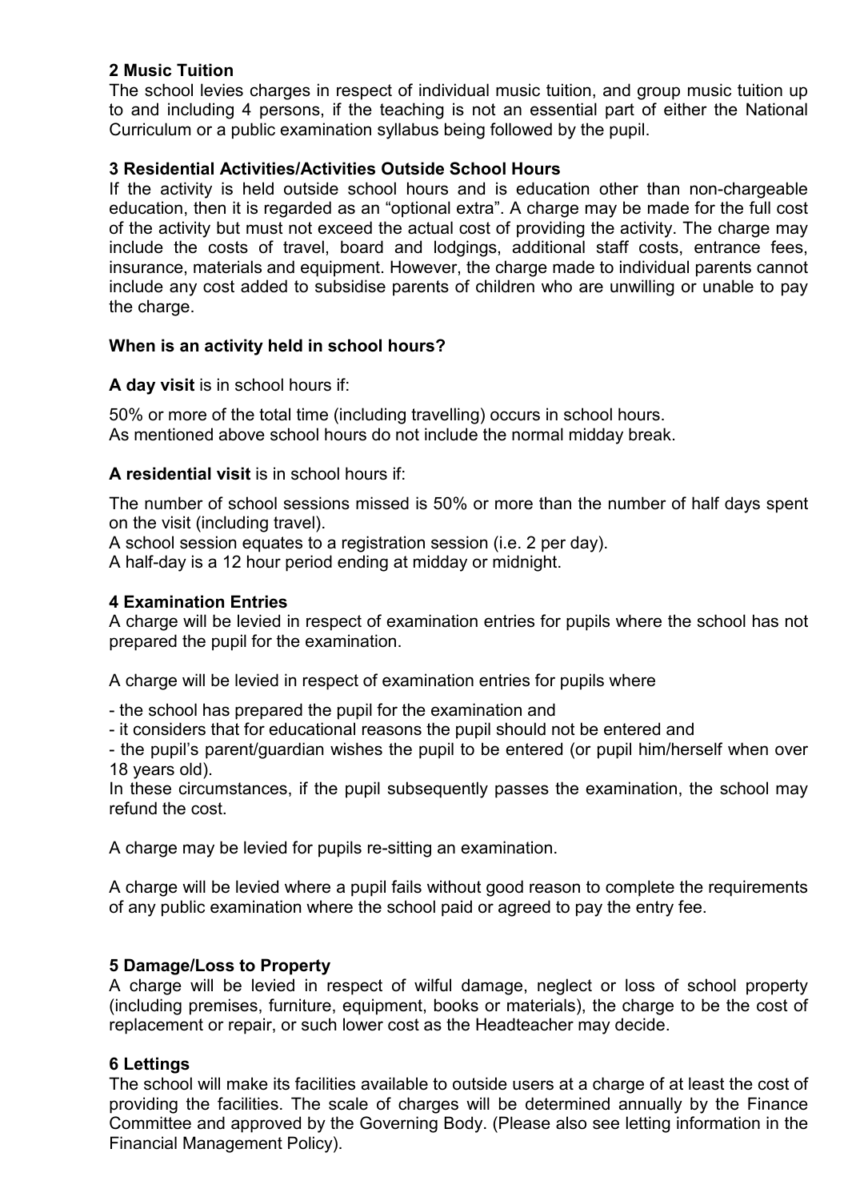## 2 Music Tuition

The school levies charges in respect of individual music tuition, and group music tuition up to and including 4 persons, if the teaching is not an essential part of either the National Curriculum or a public examination syllabus being followed by the pupil.

## 3 Residential Activities/Activities Outside School Hours

If the activity is held outside school hours and is education other than non-chargeable education, then it is regarded as an "optional extra". A charge may be made for the full cost of the activity but must not exceed the actual cost of providing the activity. The charge may include the costs of travel, board and lodgings, additional staff costs, entrance fees, insurance, materials and equipment. However, the charge made to individual parents cannot include any cost added to subsidise parents of children who are unwilling or unable to pay the charge.

### When is an activity held in school hours?

**A day visit** is in school hours if:

50% or more of the total time (including travelling) occurs in school hours.
As mentioned above school hours do not include the normal midday break.

**A residential visit** is in school hours if:

The number of school sessions missed is 50% or more than the number of half days spent on the visit (including travel).
A school session equates to a registration session (i.e. 2 per day).
A half-day is a 12 hour period ending at midday or midnight.

## 4 Examination Entries

A charge will be levied in respect of examination entries for pupils where the school has not prepared the pupil for the examination.

A charge will be levied in respect of examination entries for pupils where

- the school has prepared the pupil for the examination and
- it considers that for educational reasons the pupil should not be entered and
- the pupil's parent/guardian wishes the pupil to be entered (or pupil him/herself when over 18 years old).

In these circumstances, if the pupil subsequently passes the examination, the school may refund the cost.

A charge may be levied for pupils re-sitting an examination.

A charge will be levied where a pupil fails without good reason to complete the requirements of any public examination where the school paid or agreed to pay the entry fee.

## 5 Damage/Loss to Property

A charge will be levied in respect of wilful damage, neglect or loss of school property (including premises, furniture, equipment, books or materials), the charge to be the cost of replacement or repair, or such lower cost as the Headteacher may decide.

## 6 Lettings

The school will make its facilities available to outside users at a charge of at least the cost of providing the facilities. The scale of charges will be determined annually by the Finance Committee and approved by the Governing Body. (Please also see letting information in the Financial Management Policy).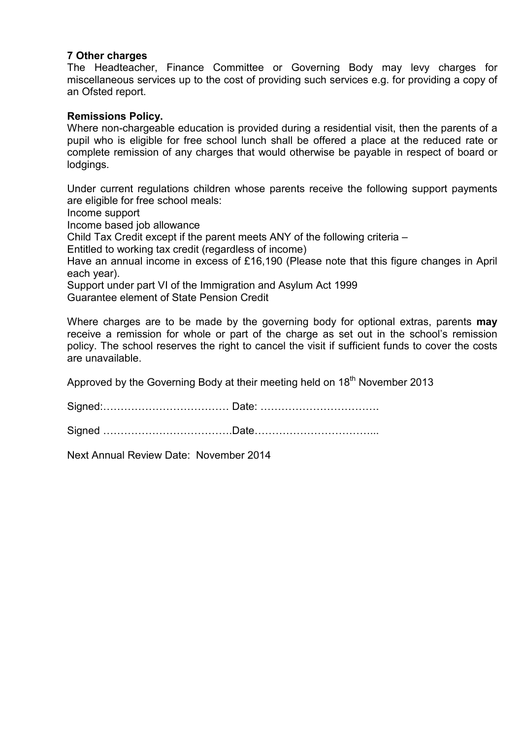**7 Other charges**

The Headteacher, Finance Committee or Governing Body may levy charges for miscellaneous services up to the cost of providing such services e.g. for providing a copy of an Ofsted report.

**Remissions Policy.**

Where non-chargeable education is provided during a residential visit, then the parents of a pupil who is eligible for free school lunch shall be offered a place at the reduced rate or complete remission of any charges that would otherwise be payable in respect of board or lodgings.

Under current regulations children whose parents receive the following support payments are eligible for free school meals:

Income support

Income based job allowance

Child Tax Credit except if the parent meets ANY of the following criteria –

Entitled to working tax credit (regardless of income)

Have an annual income in excess of £16,190 (Please note that this figure changes in April each year).

Support under part VI of the Immigration and Asylum Act 1999

Guarantee element of State Pension Credit

Where charges are to be made by the governing body for optional extras, parents **may** receive a remission for whole or part of the charge as set out in the school's remission policy. The school reserves the right to cancel the visit if sufficient funds to cover the costs are unavailable.

Approved by the Governing Body at their meeting held on 18th November 2013

Signed:……………………………… Date: ……………………………

Signed ……………………………….Date……………………………...

Next Annual Review Date: November 2014